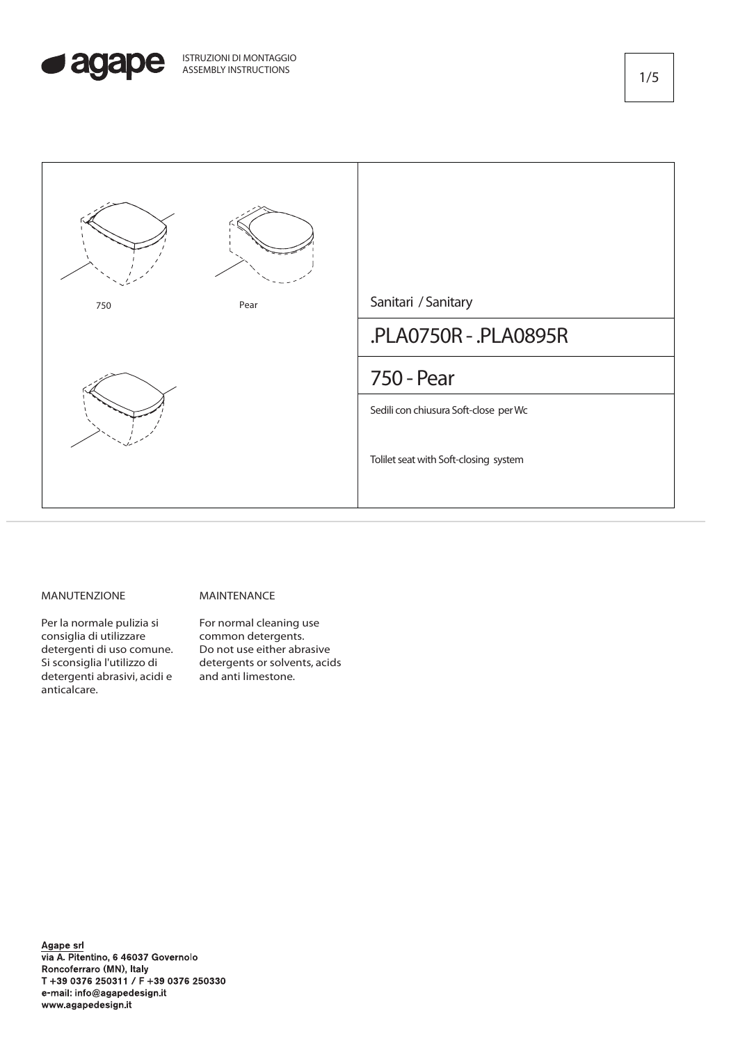agape

ISTRUZIONI DI MONTAGGIO
ASSEMBLY INSTRUCTIONS

750

Pear

Sanitari / Sanitary

# .PLA0750R - .PLA0895R

## 750 - Pear

Sedili con chiusura Soft-close per Wc

Tolilet seat with Soft-closing system

MANUTENZIONE

Per la normale pulizia si consiglia di utilizzare detergenti di uso comune. Si sconsiglia l'utilizzo di detergenti abrasivi, acidi e anticalcare.

MAINTENANCE

For normal cleaning use common detergents. Do not use either abrasive detergents or solvents, acids and anti limestone.

**Agape srl**
via A. Pitentino, 6 46037 Governolo
Roncoferraro (MN), Italy
T +39 0376 250311 / F +39 0376 250330
e-mail: info@agapedesign.it
www.agapedesign.it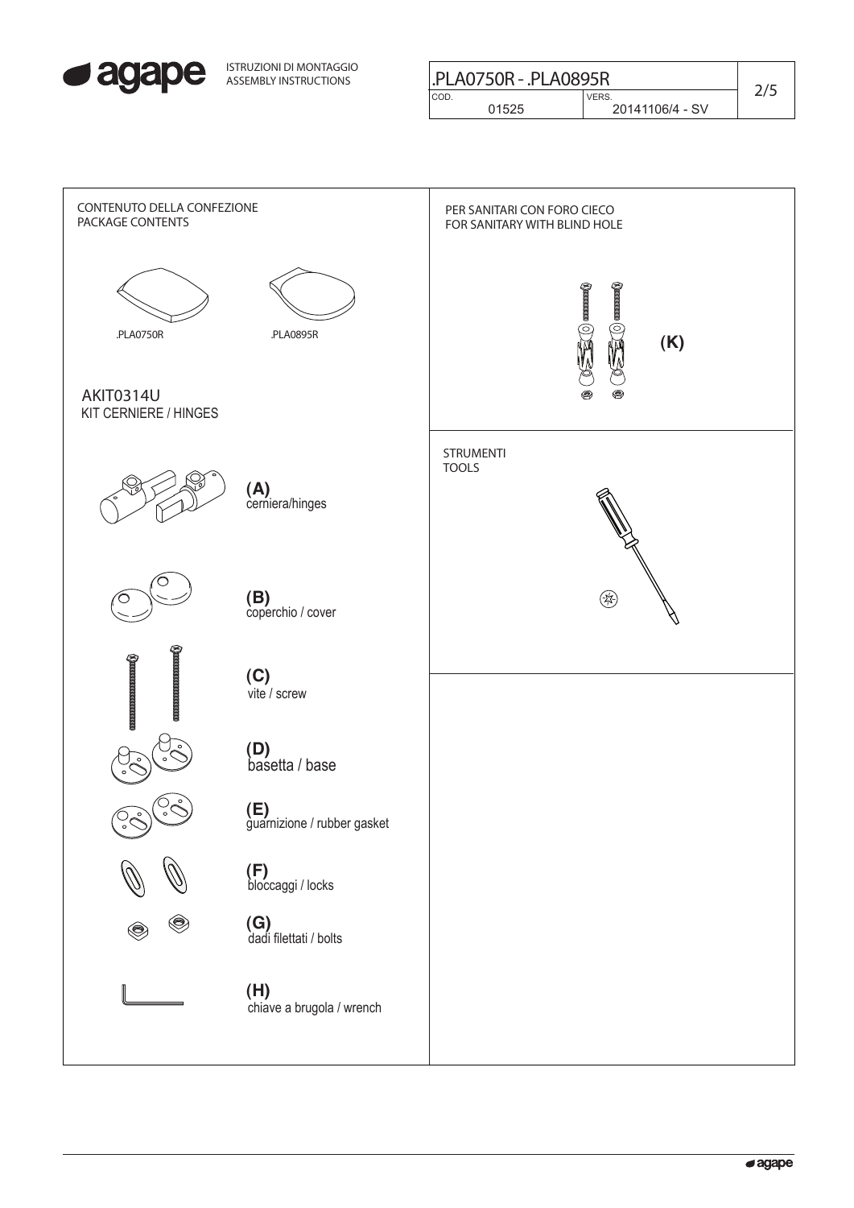## CONTENUTO DELLA CONFEZIONE
## PACKAGE CONTENTS

.PLA0750R

.PLA0895R

### AKIT0314U
KIT CERNIERE / HINGES

**(A)** cerniera/hinges

**(B)** coperchio / cover

**(C)** vite / screw

**(D)** basetta / base

**(E)** guarnizione / rubber gasket

**(F)** bloccaggi / locks

**(G)** dadi filettati / bolts

**(H)** chiave a brugola / wrench

## PER SANITARI CON FORO CIECO
## FOR SANITARY WITH BLIND HOLE

**(K)**

## STRUMENTI
## TOOLS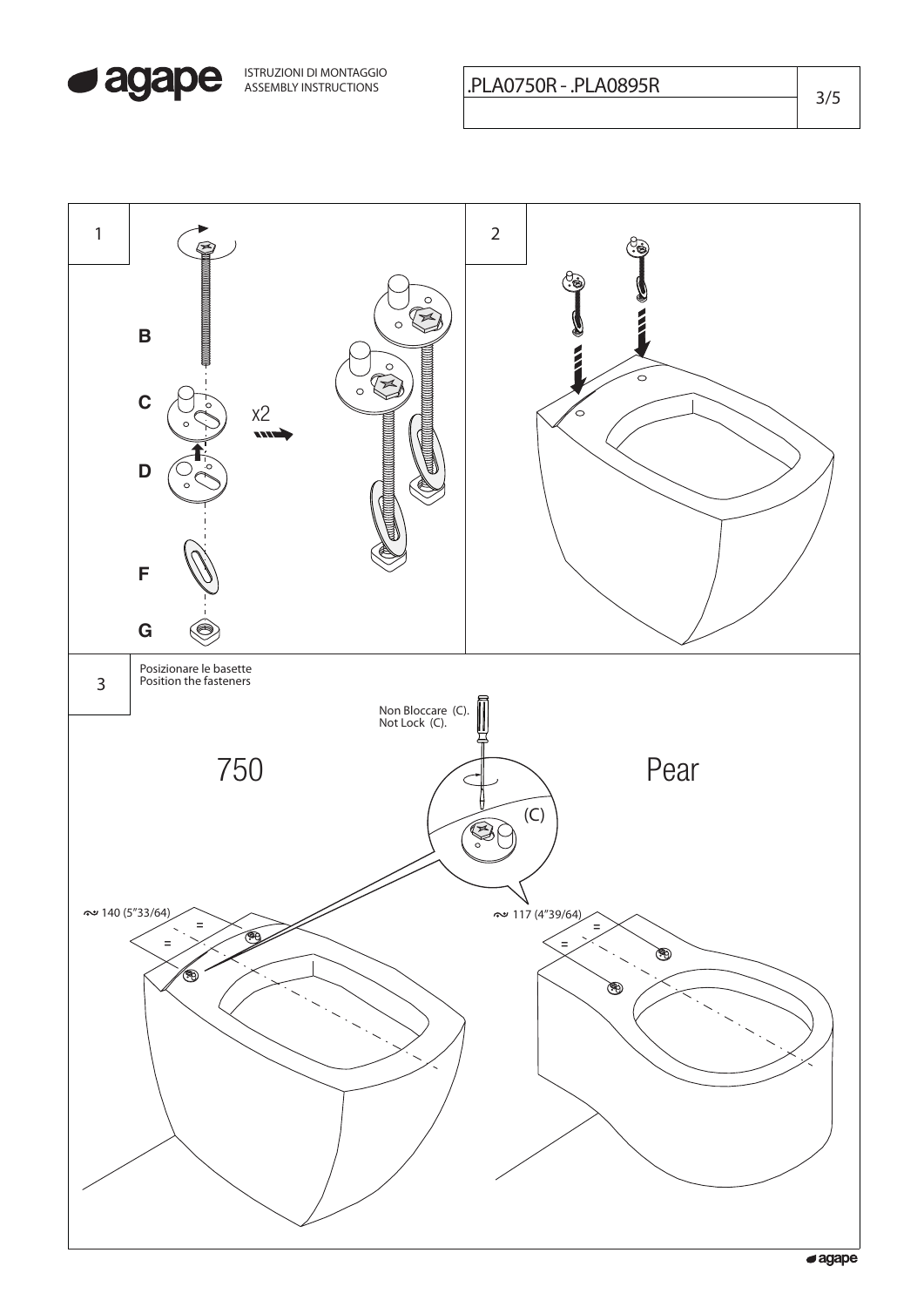ISTRUZIONI DI MONTAGGIO
ASSEMBLY INSTRUCTIONS

.PLA0750R - .PLA0895R

1

B

C

D

F

G

x2

2

3

Posizionare le basette
Position the fasteners

Non Bloccare (C).
Not Lock (C).

750

Pear

(C)

≈ 140 (5"33/64)

≈ 117 (4"39/64)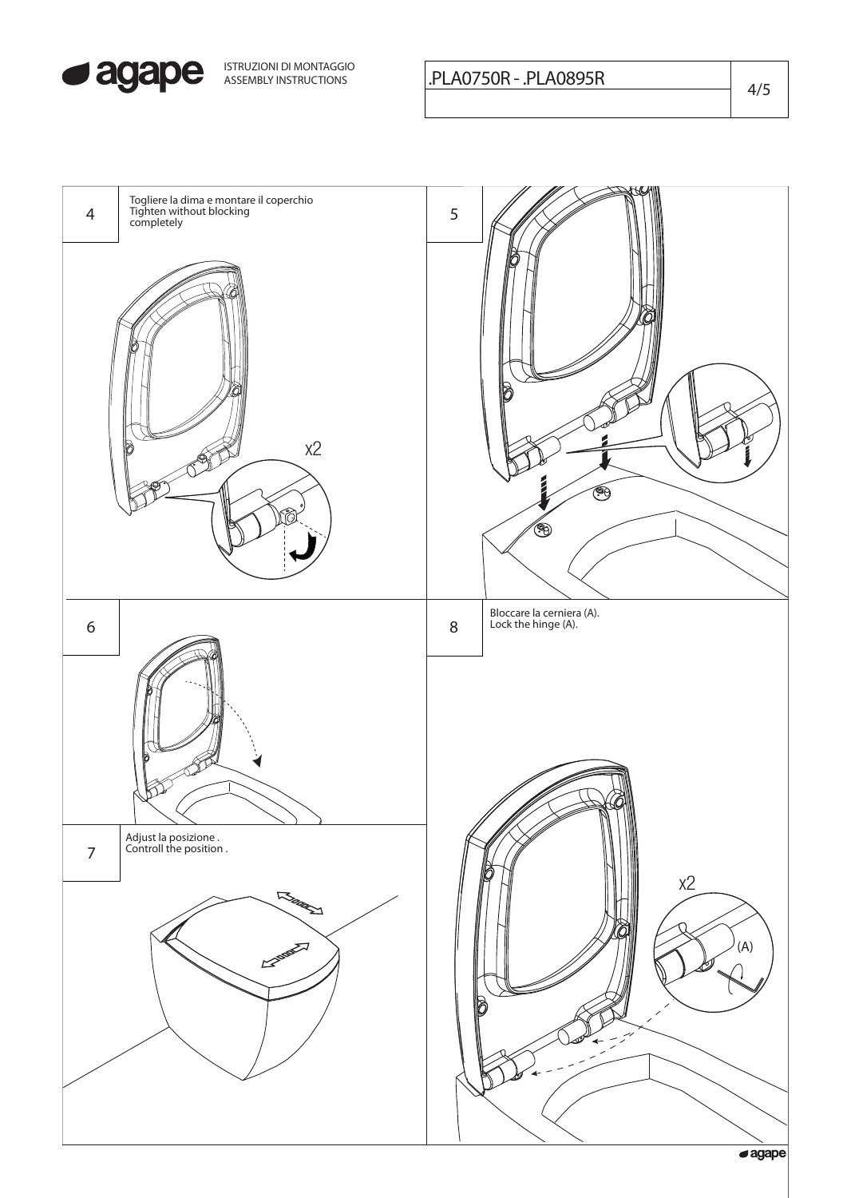ISTRUZIONI DI MONTAGGIO
ASSEMBLY INSTRUCTIONS

.PLA0750R - .PLA0895R

## 4

Togliere la dima e montare il coperchio
Tighten without blocking completely

x2

## 5

## 6

## 7

Adjust la posizione .
Controll the position .

## 8

Bloccare la cerniera (A).
Lock the hinge (A).

x2

(A)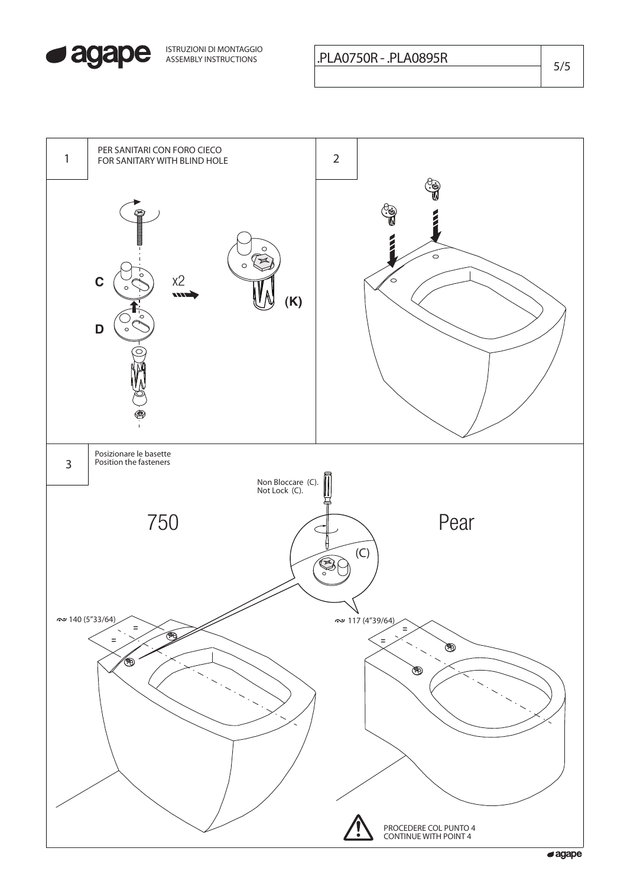ISTRUZIONI DI MONTAGGIO
ASSEMBLY INSTRUCTIONS

.PLA0750R - .PLA0895R

## 1

PER SANITARI CON FORO CIECO
FOR SANITARY WITH BLIND HOLE

C

D

x2

(K)

## 2

## 3

Posizionare le basette
Position the fasteners

Non Bloccare (C).
Not Lock (C).

750

Pear

(C)

~ 140 (5"33/64)

~ 117 (4"39/64)

=

=

PROCEDERE COL PUNTO 4
CONTINUE WITH POINT 4